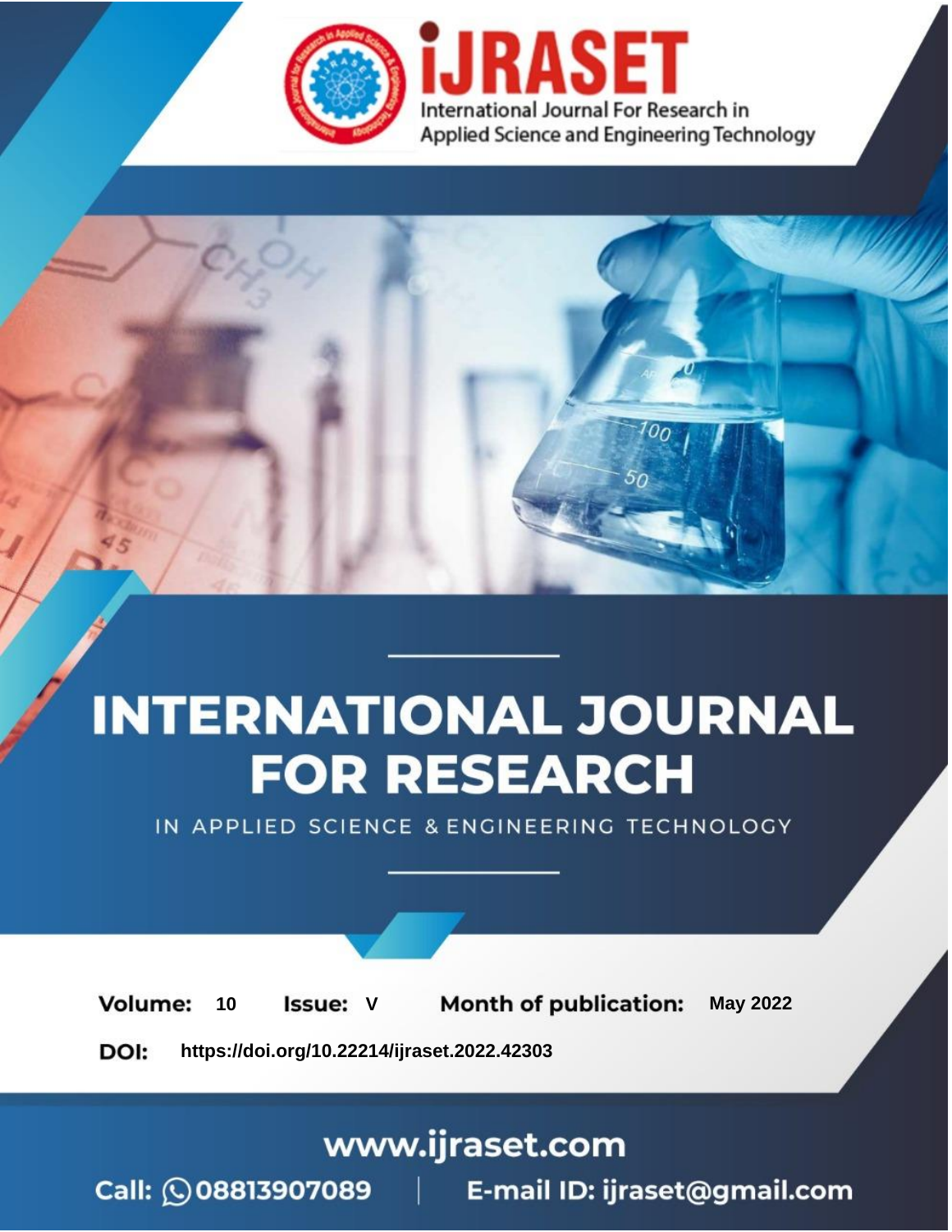# INTERNATIONAL JOURNAL FOR RESEARCH

IN APPLIED SCIENCE & ENGINEERING TECHNOLOGY

**Volume:** 10 **Issue:** V **Month of publication:** May 2022

**DOI:** https://doi.org/10.22214/ijraset.2022.42303

www.ijraset.com

Call: 08813907089 | E-mail ID: ijraset@gmail.com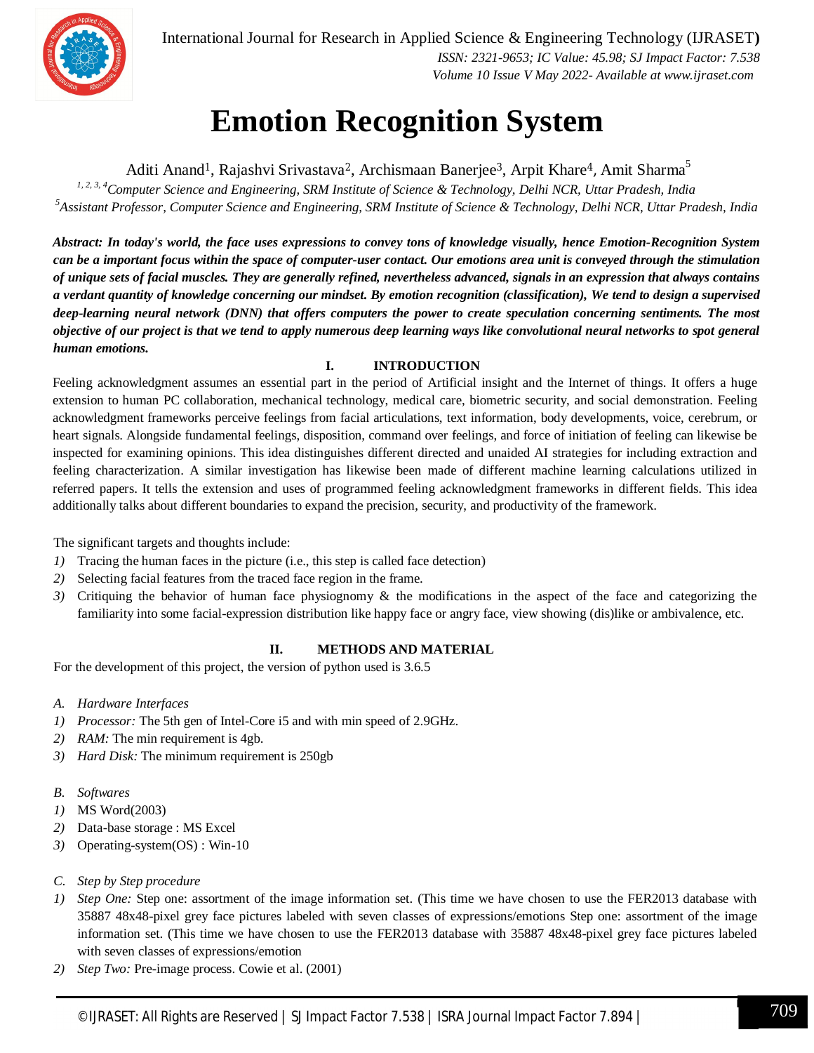# Emotion Recognition System

Aditi Anand[1], Rajashvi Srivastava[2], Archismaan Banerjee[3], Arpit Khare[4], Amit Sharma[5]

[1, 2, 3, 4]*Computer Science and Engineering, SRM Institute of Science & Technology, Delhi NCR, Uttar Pradesh, India*
[5]*Assistant Professor, Computer Science and Engineering, SRM Institute of Science & Technology, Delhi NCR, Uttar Pradesh, India*

***Abstract:** In today's world, the face uses expressions to convey tons of knowledge visually, hence Emotion-Recognition System can be a important focus within the space of computer-user contact. Our emotions area unit is conveyed through the stimulation of unique sets of facial muscles. They are generally refined, nevertheless advanced, signals in an expression that always contains a verdant quantity of knowledge concerning our mindset. By emotion recognition (classification), We tend to design a supervised deep-learning neural network (DNN) that offers computers the power to create speculation concerning sentiments. The most objective of our project is that we tend to apply numerous deep learning ways like convolutional neural networks to spot general human emotions.*

## I. INTRODUCTION

Feeling acknowledgment assumes an essential part in the period of Artificial insight and the Internet of things. It offers a huge extension to human PC collaboration, mechanical technology, medical care, biometric security, and social demonstration. Feeling acknowledgment frameworks perceive feelings from facial articulations, text information, body developments, voice, cerebrum, or heart signals. Alongside fundamental feelings, disposition, command over feelings, and force of initiation of feeling can likewise be inspected for examining opinions. This idea distinguishes different directed and unaided AI strategies for including extraction and feeling characterization. A similar investigation has likewise been made of different machine learning calculations utilized in referred papers. It tells the extension and uses of programmed feeling acknowledgment frameworks in different fields. This idea additionally talks about different boundaries to expand the precision, security, and productivity of the framework.

The significant targets and thoughts include:

1) Tracing the human faces in the picture (i.e., this step is called face detection)
2) Selecting facial features from the traced face region in the frame.
3) Critiquing the behavior of human face physiognomy & the modifications in the aspect of the face and categorizing the familiarity into some facial-expression distribution like happy face or angry face, view showing (dis)like or ambivalence, etc.

## II. METHODS AND MATERIAL

For the development of this project, the version of python used is 3.6.5

### A. Hardware Interfaces

1) *Processor:* The 5th gen of Intel-Core i5 and with min speed of 2.9GHz.
2) *RAM:* The min requirement is 4gb.
3) *Hard Disk:* The minimum requirement is 250gb

### B. Softwares

1) MS Word(2003)
2) Data-base storage : MS Excel
3) Operating-system(OS) : Win-10

### C. Step by Step procedure

1) *Step One:* Step one: assortment of the image information set. (This time we have chosen to use the FER2013 database with 35887 48x48-pixel grey face pictures labeled with seven classes of expressions/emotions Step one: assortment of the image information set. (This time we have chosen to use the FER2013 database with 35887 48x48-pixel grey face pictures labeled with seven classes of expressions/emotion
2) *Step Two:* Pre-image process. Cowie et al. (2001)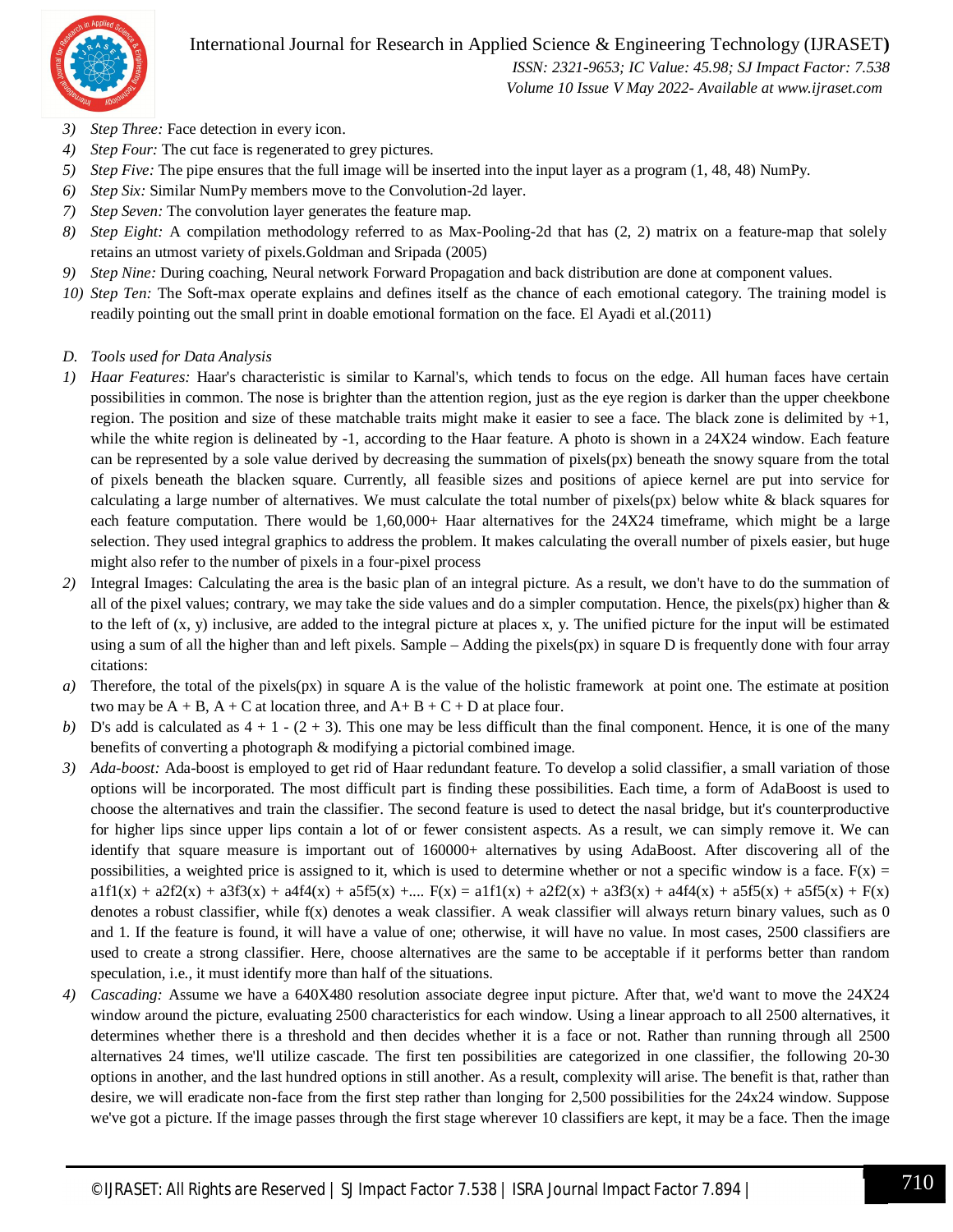3) *Step Three:* Face detection in every icon.
4) *Step Four:* The cut face is regenerated to grey pictures.
5) *Step Five:* The pipe ensures that the full image will be inserted into the input layer as a program (1, 48, 48) NumPy.
6) *Step Six:* Similar NumPy members move to the Convolution-2d layer.
7) *Step Seven:* The convolution layer generates the feature map.
8) *Step Eight:* A compilation methodology referred to as Max-Pooling-2d that has (2, 2) matrix on a feature-map that solely retains an utmost variety of pixels.Goldman and Sripada (2005)
9) *Step Nine:* During coaching, Neural network Forward Propagation and back distribution are done at component values.
10) *Step Ten:* The Soft-max operate explains and defines itself as the chance of each emotional category. The training model is readily pointing out the small print in doable emotional formation on the face. El Ayadi et al.(2011)

### D. Tools used for Data Analysis

1) *Haar Features:* Haar's characteristic is similar to Karnal's, which tends to focus on the edge. All human faces have certain possibilities in common. The nose is brighter than the attention region, just as the eye region is darker than the upper cheekbone region. The position and size of these matchable traits might make it easier to see a face. The black zone is delimited by +1, while the white region is delineated by -1, according to the Haar feature. A photo is shown in a 24X24 window. Each feature can be represented by a sole value derived by decreasing the summation of pixels(px) beneath the snowy square from the total of pixels beneath the blacken square. Currently, all feasible sizes and positions of apiece kernel are put into service for calculating a large number of alternatives. We must calculate the total number of pixels(px) below white & black squares for each feature computation. There would be 1,60,000+ Haar alternatives for the 24X24 timeframe, which might be a large selection. They used integral graphics to address the problem. It makes calculating the overall number of pixels easier, but huge might also refer to the number of pixels in a four-pixel process
2) Integral Images: Calculating the area is the basic plan of an integral picture. As a result, we don't have to do the summation of all of the pixel values; contrary, we may take the side values and do a simpler computation. Hence, the pixels(px) higher than & to the left of (x, y) inclusive, are added to the integral picture at places x, y. The unified picture for the input will be estimated using a sum of all the higher than and left pixels. Sample – Adding the pixels(px) in square D is frequently done with four array citations:
   a) Therefore, the total of the pixels(px) in square A is the value of the holistic framework at point one. The estimate at position two may be A + B, A + C at location three, and A+ B + C + D at place four.
   b) D's add is calculated as 4 + 1 - (2 + 3). This one may be less difficult than the final component. Hence, it is one of the many benefits of converting a photograph & modifying a pictorial combined image.
3) *Ada-boost:* Ada-boost is employed to get rid of Haar redundant feature. To develop a solid classifier, a small variation of those options will be incorporated. The most difficult part is finding these possibilities. Each time, a form of AdaBoost is used to choose the alternatives and train the classifier. The second feature is used to detect the nasal bridge, but it's counterproductive for higher lips since upper lips contain a lot of or fewer consistent aspects. As a result, we can simply remove it. We can identify that square measure is important out of 160000+ alternatives by using AdaBoost. After discovering all of the possibilities, a weighted price is assigned to it, which is used to determine whether or not a specific window is a face. $F(x) = a1f1(x) + a2f2(x) + a3f3(x) + a4f4(x) + a5f5(x) + ....$ $F(x) = a1f1(x) + a2f2(x) + a3f3(x) + a4f4(x) + a5f5(x) + a5f5(x) + F(x)$ denotes a robust classifier, while $f(x)$ denotes a weak classifier. A weak classifier will always return binary values, such as 0 and 1. If the feature is found, it will have a value of one; otherwise, it will have no value. In most cases, 2500 classifiers are used to create a strong classifier. Here, choose alternatives are the same to be acceptable if it performs better than random speculation, i.e., it must identify more than half of the situations.
4) *Cascading:* Assume we have a 640X480 resolution associate degree input picture. After that, we'd want to move the 24X24 window around the picture, evaluating 2500 characteristics for each window. Using a linear approach to all 2500 alternatives, it determines whether there is a threshold and then decides whether it is a face or not. Rather than running through all 2500 alternatives 24 times, we'll utilize cascade. The first ten possibilities are categorized in one classifier, the following 20-30 options in another, and the last hundred options in still another. As a result, complexity will arise. The benefit is that, rather than desire, we will eradicate non-face from the first step rather than longing for 2,500 possibilities for the 24x24 window. Suppose we've got a picture. If the image passes through the first stage wherever 10 classifiers are kept, it may be a face. Then the image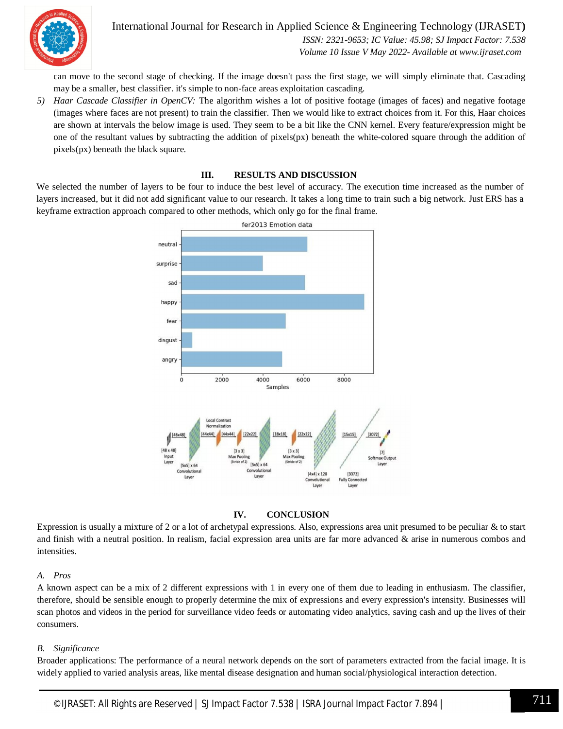can move to the second stage of checking. If the image doesn't pass the first stage, we will simply eliminate that. Cascading may be a smaller, best classifier. it's simple to non-face areas exploitation cascading.

5) *Haar Cascade Classifier in OpenCV:* The algorithm wishes a lot of positive footage (images of faces) and negative footage (images where faces are not present) to train the classifier. Then we would like to extract choices from it. For this, Haar choices are shown at intervals the below image is used. They seem to be a bit like the CNN kernel. Every feature/expression might be one of the resultant values by subtracting the addition of pixels(px) beneath the white-colored square through the addition of pixels(px) beneath the black square.

## III. RESULTS AND DISCUSSION

We selected the number of layers to be four to induce the best level of accuracy. The execution time increased as the number of layers increased, but it did not add significant value to our research. It takes a long time to train such a big network. Just ERS has a keyframe extraction approach compared to other methods, which only go for the final frame.

## IV. CONCLUSION

Expression is usually a mixture of 2 or a lot of archetypal expressions. Also, expressions area unit presumed to be peculiar & to start and finish with a neutral position. In realism, facial expression area units are far more advanced & arise in numerous combos and intensities.

### A. *Pros*

A known aspect can be a mix of 2 different expressions with 1 in every one of them due to leading in enthusiasm. The classifier, therefore, should be sensible enough to properly determine the mix of expressions and every expression's intensity. Businesses will scan photos and videos in the period for surveillance video feeds or automating video analytics, saving cash and up the lives of their consumers.

### B. *Significance*

Broader applications: The performance of a neural network depends on the sort of parameters extracted from the facial image. It is widely applied to varied analysis areas, like mental disease designation and human social/physiological interaction detection.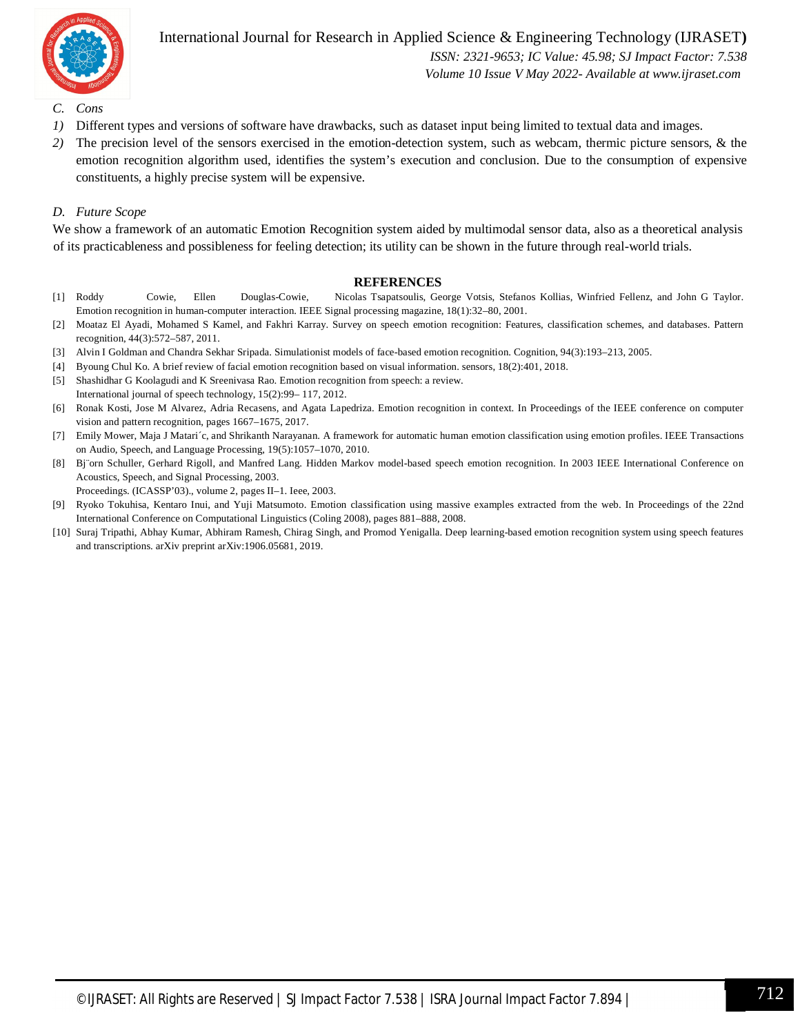### *C. Cons*

1) Different types and versions of software have drawbacks, such as dataset input being limited to textual data and images.
2) The precision level of the sensors exercised in the emotion-detection system, such as webcam, thermic picture sensors, & the emotion recognition algorithm used, identifies the system's execution and conclusion. Due to the consumption of expensive constituents, a highly precise system will be expensive.

### *D. Future Scope*

We show a framework of an automatic Emotion Recognition system aided by multimodal sensor data, also as a theoretical analysis of its practicableness and possibleness for feeling detection; its utility can be shown in the future through real-world trials.

## REFERENCES

[1] Roddy Cowie, Ellen Douglas-Cowie, Nicolas Tsapatsoulis, George Votsis, Stefanos Kollias, Winfried Fellenz, and John G Taylor. Emotion recognition in human-computer interaction. IEEE Signal processing magazine, 18(1):32–80, 2001.

[2] Moataz El Ayadi, Mohamed S Kamel, and Fakhri Karray. Survey on speech emotion recognition: Features, classification schemes, and databases. Pattern recognition, 44(3):572–587, 2011.

[3] Alvin I Goldman and Chandra Sekhar Sripada. Simulationist models of face-based emotion recognition. Cognition, 94(3):193–213, 2005.

[4] Byoung Chul Ko. A brief review of facial emotion recognition based on visual information. sensors, 18(2):401, 2018.

[5] Shashidhar G Koolagudi and K Sreenivasa Rao. Emotion recognition from speech: a review. International journal of speech technology, 15(2):99– 117, 2012.

[6] Ronak Kosti, Jose M Alvarez, Adria Recasens, and Agata Lapedriza. Emotion recognition in context. In Proceedings of the IEEE conference on computer vision and pattern recognition, pages 1667–1675, 2017.

[7] Emily Mower, Maja J Matari´c, and Shrikanth Narayanan. A framework for automatic human emotion classification using emotion profiles. IEEE Transactions on Audio, Speech, and Language Processing, 19(5):1057–1070, 2010.

[8] Bj¨orn Schuller, Gerhard Rigoll, and Manfred Lang. Hidden Markov model-based speech emotion recognition. In 2003 IEEE International Conference on Acoustics, Speech, and Signal Processing, 2003. Proceedings. (ICASSP'03)., volume 2, pages II–1. Ieee, 2003.

[9] Ryoko Tokuhisa, Kentaro Inui, and Yuji Matsumoto. Emotion classification using massive examples extracted from the web. In Proceedings of the 22nd International Conference on Computational Linguistics (Coling 2008), pages 881–888, 2008.

[10] Suraj Tripathi, Abhay Kumar, Abhiram Ramesh, Chirag Singh, and Promod Yenigalla. Deep learning-based emotion recognition system using speech features and transcriptions. arXiv preprint arXiv:1906.05681, 2019.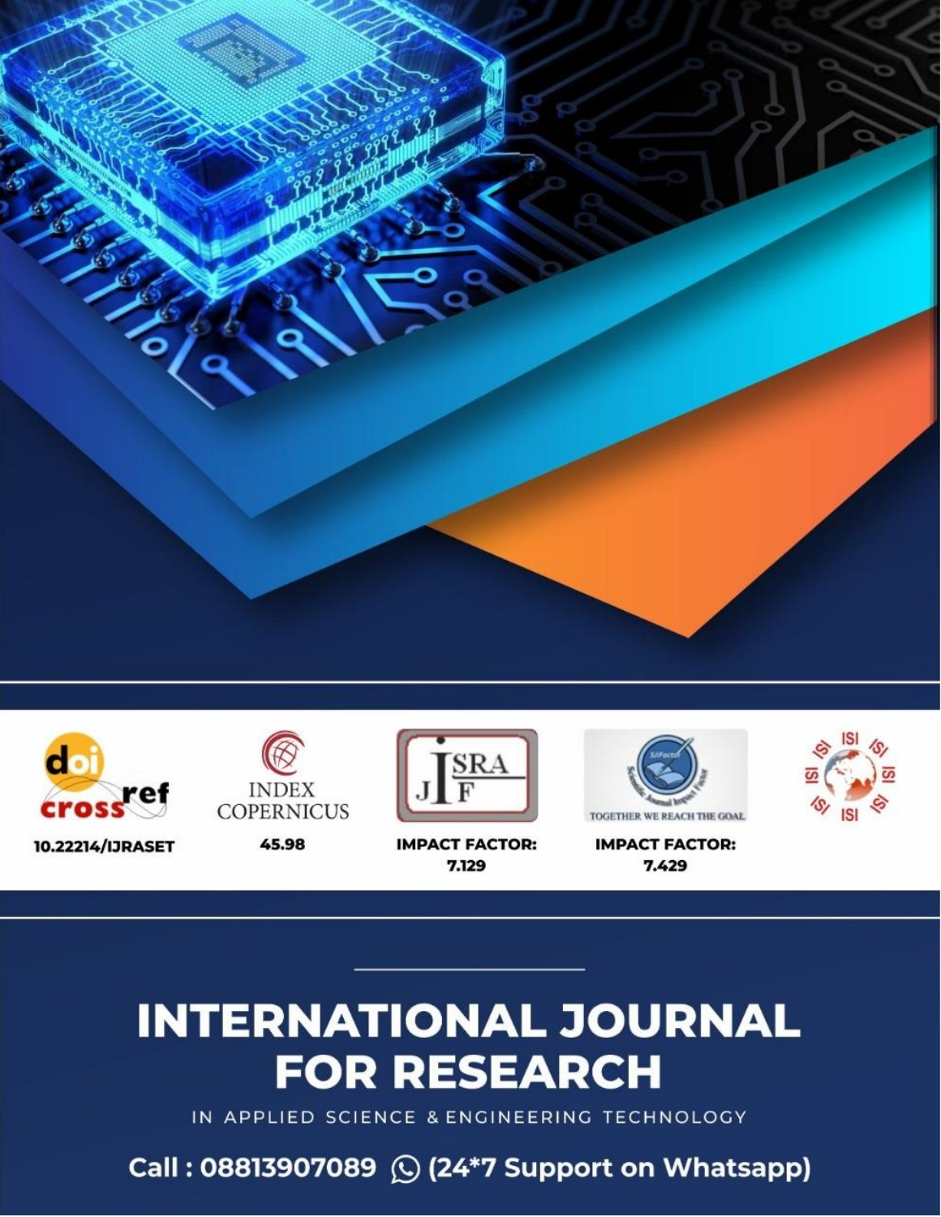10.22214/IJRASET

45.98

IMPACT FACTOR: 7.129

IMPACT FACTOR: 7.429

# INTERNATIONAL JOURNAL FOR RESEARCH

IN APPLIED SCIENCE & ENGINEERING TECHNOLOGY

Call : 08813907089 (24*7 Support on Whatsapp)